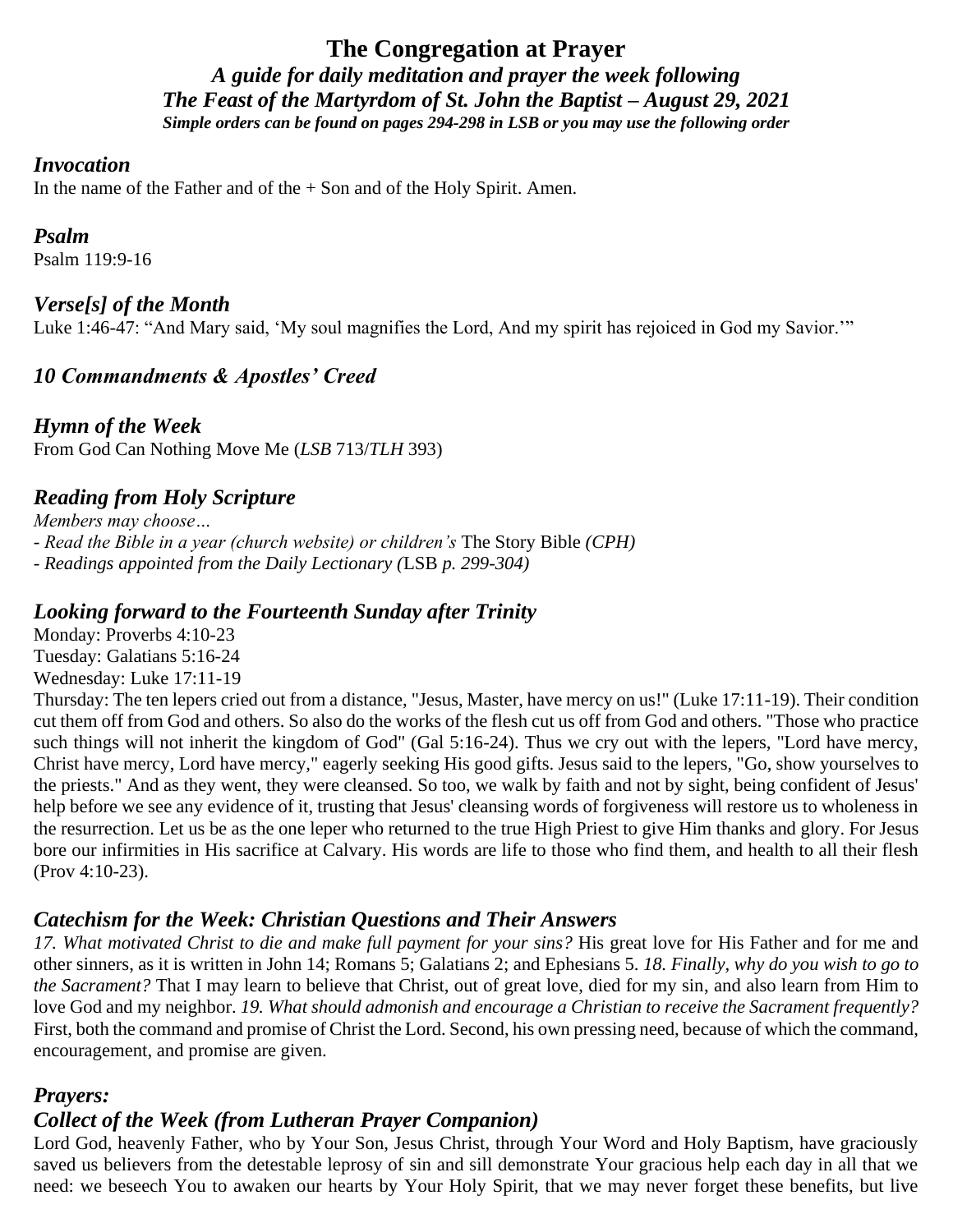# The Congregation at Prayer

***A guide for daily meditation and prayer the week following***
***The Feast of the Martyrdom of St. John the Baptist – August 29, 2021***
***Simple orders can be found on pages 294-298 in LSB or you may use the following order***

## *Invocation*

In the name of the Father and of the + Son and of the Holy Spirit. Amen.

## *Psalm*

Psalm 119:9-16

## *Verse[s] of the Month*

Luke 1:46-47: "And Mary said, 'My soul magnifies the Lord, And my spirit has rejoiced in God my Savior.'"

## *10 Commandments & Apostles' Creed*

## *Hymn of the Week*

From God Can Nothing Move Me (*LSB* 713/*TLH* 393)

## *Reading from Holy Scripture*

*Members may choose…*

*- Read the Bible in a year (church website) or children's* The Story Bible *(CPH)*

*- Readings appointed from the Daily Lectionary (*LSB *p. 299-304)*

## *Looking forward to the Fourteenth Sunday after Trinity*

Monday: Proverbs 4:10-23

Tuesday: Galatians 5:16-24

Wednesday: Luke 17:11-19

Thursday: The ten lepers cried out from a distance, "Jesus, Master, have mercy on us!" (Luke 17:11-19). Their condition cut them off from God and others. So also do the works of the flesh cut us off from God and others. "Those who practice such things will not inherit the kingdom of God" (Gal 5:16-24). Thus we cry out with the lepers, "Lord have mercy, Christ have mercy, Lord have mercy," eagerly seeking His good gifts. Jesus said to the lepers, "Go, show yourselves to the priests." And as they went, they were cleansed. So too, we walk by faith and not by sight, being confident of Jesus' help before we see any evidence of it, trusting that Jesus' cleansing words of forgiveness will restore us to wholeness in the resurrection. Let us be as the one leper who returned to the true High Priest to give Him thanks and glory. For Jesus bore our infirmities in His sacrifice at Calvary. His words are life to those who find them, and health to all their flesh (Prov 4:10-23).

## *Catechism for the Week: Christian Questions and Their Answers*

*17. What motivated Christ to die and make full payment for your sins?* His great love for His Father and for me and other sinners, as it is written in John 14; Romans 5; Galatians 2; and Ephesians 5. *18. Finally, why do you wish to go to the Sacrament?* That I may learn to believe that Christ, out of great love, died for my sin, and also learn from Him to love God and my neighbor. *19. What should admonish and encourage a Christian to receive the Sacrament frequently?* First, both the command and promise of Christ the Lord. Second, his own pressing need, because of which the command, encouragement, and promise are given.

## *Prayers:*

## *Collect of the Week (from Lutheran Prayer Companion)*

Lord God, heavenly Father, who by Your Son, Jesus Christ, through Your Word and Holy Baptism, have graciously saved us believers from the detestable leprosy of sin and sill demonstrate Your gracious help each day in all that we need: we beseech You to awaken our hearts by Your Holy Spirit, that we may never forget these benefits, but live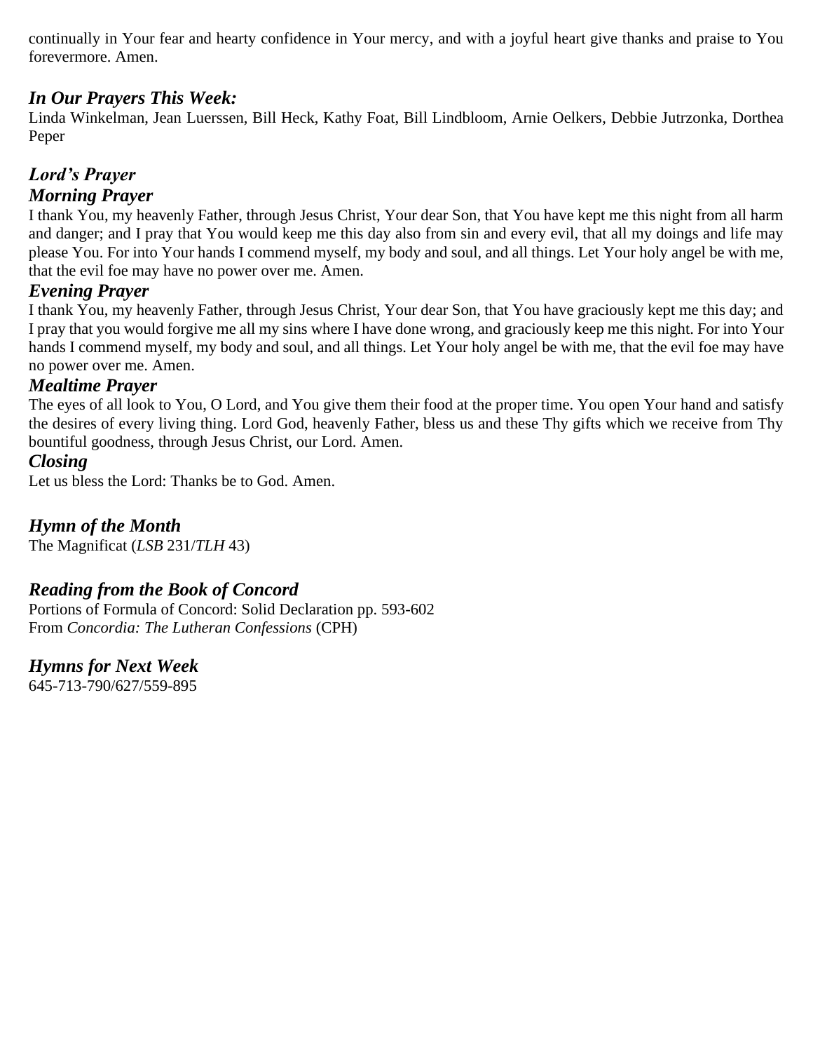continually in Your fear and hearty confidence in Your mercy, and with a joyful heart give thanks and praise to You forevermore. Amen.

### *In Our Prayers This Week:*

Linda Winkelman, Jean Luerssen, Bill Heck, Kathy Foat, Bill Lindbloom, Arnie Oelkers, Debbie Jutrzonka, Dorthea Peper

### *Lord's Prayer*

### *Morning Prayer*

I thank You, my heavenly Father, through Jesus Christ, Your dear Son, that You have kept me this night from all harm and danger; and I pray that You would keep me this day also from sin and every evil, that all my doings and life may please You. For into Your hands I commend myself, my body and soul, and all things. Let Your holy angel be with me, that the evil foe may have no power over me. Amen.

### *Evening Prayer*

I thank You, my heavenly Father, through Jesus Christ, Your dear Son, that You have graciously kept me this day; and I pray that you would forgive me all my sins where I have done wrong, and graciously keep me this night. For into Your hands I commend myself, my body and soul, and all things. Let Your holy angel be with me, that the evil foe may have no power over me. Amen.

### *Mealtime Prayer*

The eyes of all look to You, O Lord, and You give them their food at the proper time. You open Your hand and satisfy the desires of every living thing. Lord God, heavenly Father, bless us and these Thy gifts which we receive from Thy bountiful goodness, through Jesus Christ, our Lord. Amen.

### *Closing*

Let us bless the Lord: Thanks be to God. Amen.

### *Hymn of the Month*

The Magnificat (*LSB* 231/*TLH* 43)

### *Reading from the Book of Concord*

Portions of Formula of Concord: Solid Declaration pp. 593-602
From *Concordia: The Lutheran Confessions* (CPH)

### *Hymns for Next Week*

645-713-790/627/559-895